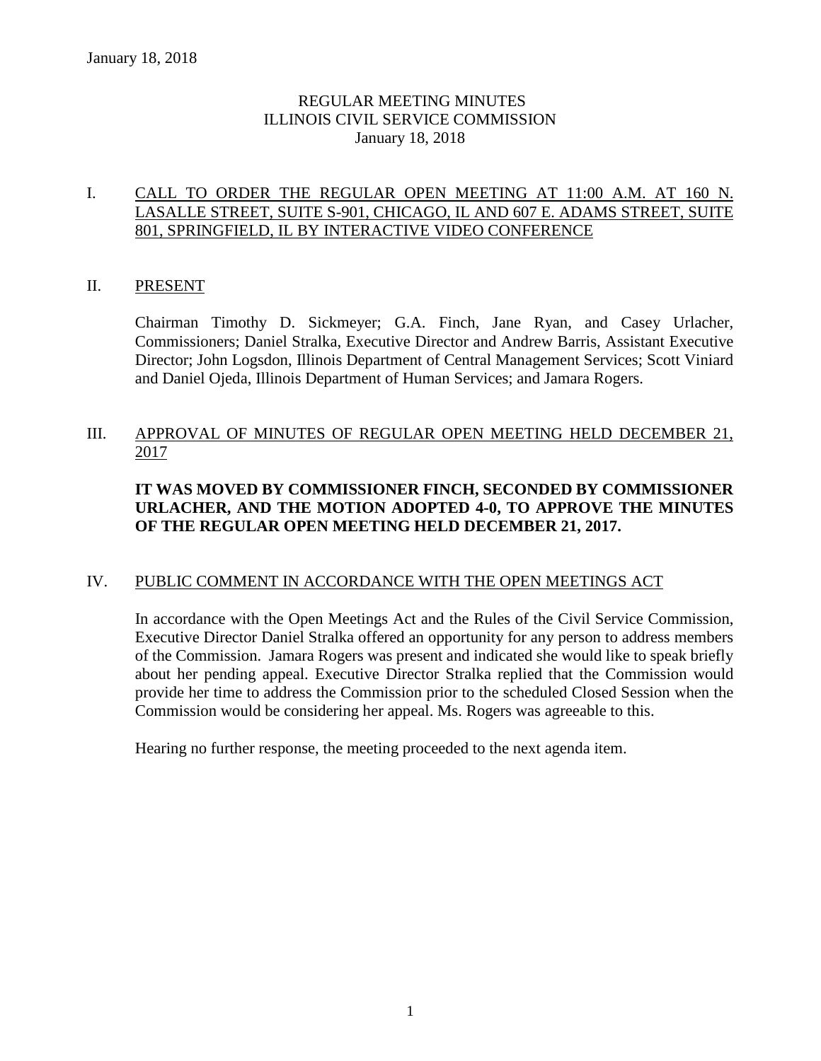# REGULAR MEETING MINUTES
# ILLINOIS CIVIL SERVICE COMMISSION
# January 18, 2018

## I. CALL TO ORDER THE REGULAR OPEN MEETING AT 11:00 A.M. AT 160 N. LASALLE STREET, SUITE S-901, CHICAGO, IL AND 607 E. ADAMS STREET, SUITE 801, SPRINGFIELD, IL BY INTERACTIVE VIDEO CONFERENCE

## II. PRESENT

Chairman Timothy D. Sickmeyer; G.A. Finch, Jane Ryan, and Casey Urlacher, Commissioners; Daniel Stralka, Executive Director and Andrew Barris, Assistant Executive Director; John Logsdon, Illinois Department of Central Management Services; Scott Viniard and Daniel Ojeda, Illinois Department of Human Services; and Jamara Rogers.

## III. APPROVAL OF MINUTES OF REGULAR OPEN MEETING HELD DECEMBER 21, 2017

**IT WAS MOVED BY COMMISSIONER FINCH, SECONDED BY COMMISSIONER URLACHER, AND THE MOTION ADOPTED 4-0, TO APPROVE THE MINUTES OF THE REGULAR OPEN MEETING HELD DECEMBER 21, 2017.**

## IV. PUBLIC COMMENT IN ACCORDANCE WITH THE OPEN MEETINGS ACT

In accordance with the Open Meetings Act and the Rules of the Civil Service Commission, Executive Director Daniel Stralka offered an opportunity for any person to address members of the Commission. Jamara Rogers was present and indicated she would like to speak briefly about her pending appeal. Executive Director Stralka replied that the Commission would provide her time to address the Commission prior to the scheduled Closed Session when the Commission would be considering her appeal. Ms. Rogers was agreeable to this.

Hearing no further response, the meeting proceeded to the next agenda item.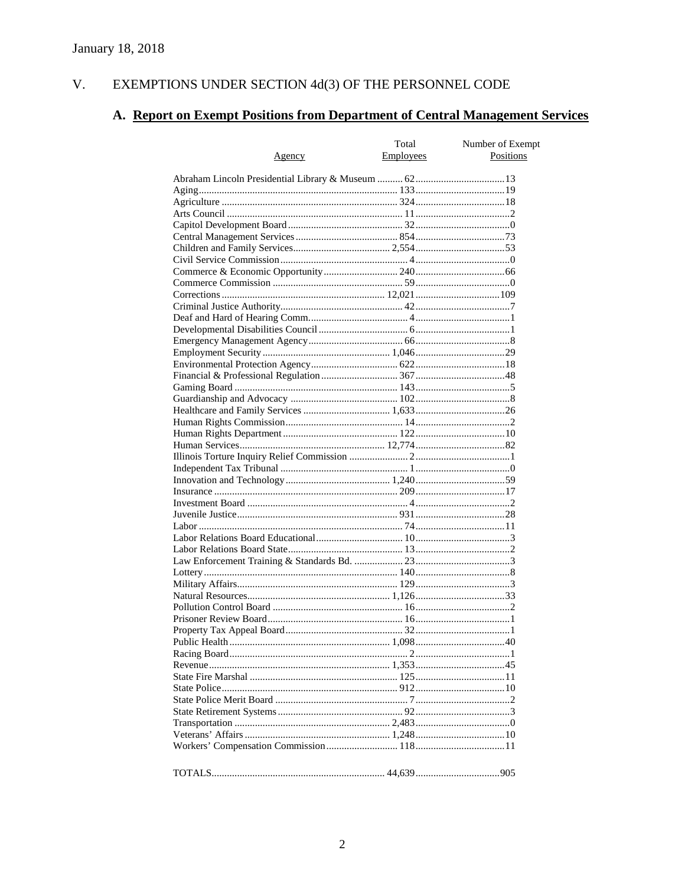January 18, 2018

## V. EXEMPTIONS UNDER SECTION 4d(3) OF THE PERSONNEL CODE

### A. Report on Exempt Positions from Department of Central Management Services

| Agency | Total Employees | Number of Exempt Positions |
|---|---|---|
| Abraham Lincoln Presidential Library & Museum | 62 | 13 |
| Aging | 133 | 19 |
| Agriculture | 324 | 18 |
| Arts Council | 11 | 2 |
| Capitol Development Board | 32 | 0 |
| Central Management Services | 854 | 73 |
| Children and Family Services | 2,554 | 53 |
| Civil Service Commission | 4 | 0 |
| Commerce & Economic Opportunity | 240 | 66 |
| Commerce Commission | 59 | 0 |
| Corrections | 12,021 | 109 |
| Criminal Justice Authority | 42 | 7 |
| Deaf and Hard of Hearing Comm. | 4 | 1 |
| Developmental Disabilities Council | 6 | 1 |
| Emergency Management Agency | 66 | 8 |
| Employment Security | 1,046 | 29 |
| Environmental Protection Agency | 622 | 18 |
| Financial & Professional Regulation | 367 | 48 |
| Gaming Board | 143 | 5 |
| Guardianship and Advocacy | 102 | 8 |
| Healthcare and Family Services | 1,633 | 26 |
| Human Rights Commission | 14 | 2 |
| Human Rights Department | 122 | 10 |
| Human Services | 12,774 | 82 |
| Illinois Torture Inquiry Relief Commission | 2 | 1 |
| Independent Tax Tribunal | 1 | 0 |
| Innovation and Technology | 1,240 | 59 |
| Insurance | 209 | 17 |
| Investment Board | 4 | 2 |
| Juvenile Justice | 931 | 28 |
| Labor | 74 | 11 |
| Labor Relations Board Educational | 10 | 3 |
| Labor Relations Board State | 13 | 2 |
| Law Enforcement Training & Standards Bd. | 23 | 3 |
| Lottery | 140 | 8 |
| Military Affairs | 129 | 3 |
| Natural Resources | 1,126 | 33 |
| Pollution Control Board | 16 | 2 |
| Prisoner Review Board | 16 | 1 |
| Property Tax Appeal Board | 32 | 1 |
| Public Health | 1,098 | 40 |
| Racing Board | 2 | 1 |
| Revenue | 1,353 | 45 |
| State Fire Marshal | 125 | 11 |
| State Police | 912 | 10 |
| State Police Merit Board | 7 | 2 |
| State Retirement Systems | 92 | 3 |
| Transportation | 2,483 | 0 |
| Veterans' Affairs | 1,248 | 10 |
| Workers' Compensation Commission | 118 | 11 |
| TOTALS | 44,639 | 905 |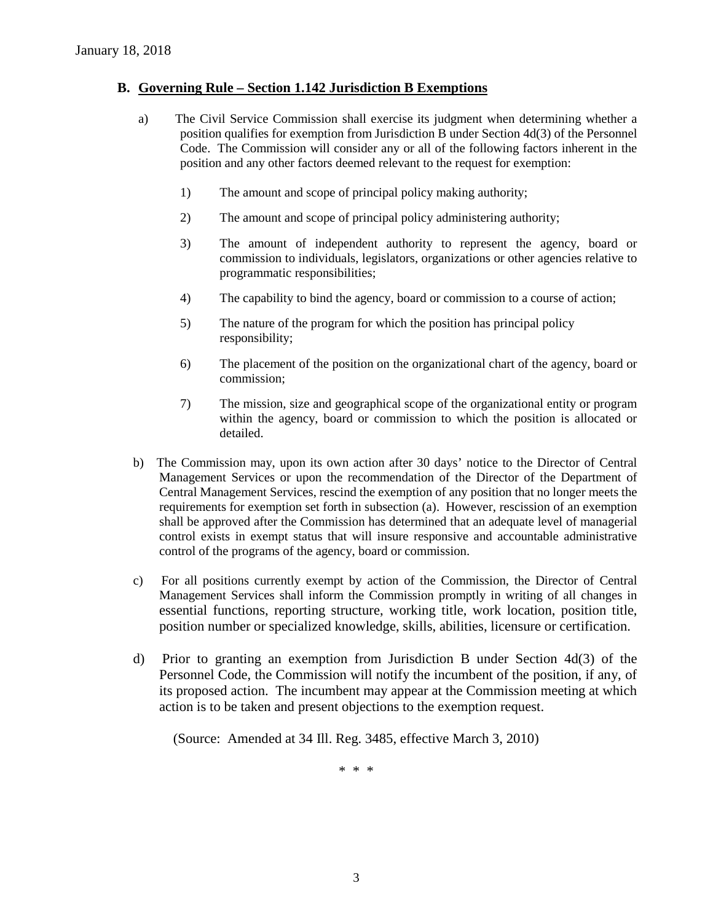## B. Governing Rule – Section 1.142 Jurisdiction B Exemptions

a) The Civil Service Commission shall exercise its judgment when determining whether a position qualifies for exemption from Jurisdiction B under Section 4d(3) of the Personnel Code. The Commission will consider any or all of the following factors inherent in the position and any other factors deemed relevant to the request for exemption:

1) The amount and scope of principal policy making authority;

2) The amount and scope of principal policy administering authority;

3) The amount of independent authority to represent the agency, board or commission to individuals, legislators, organizations or other agencies relative to programmatic responsibilities;

4) The capability to bind the agency, board or commission to a course of action;

5) The nature of the program for which the position has principal policy responsibility;

6) The placement of the position on the organizational chart of the agency, board or commission;

7) The mission, size and geographical scope of the organizational entity or program within the agency, board or commission to which the position is allocated or detailed.

b) The Commission may, upon its own action after 30 days' notice to the Director of Central Management Services or upon the recommendation of the Director of the Department of Central Management Services, rescind the exemption of any position that no longer meets the requirements for exemption set forth in subsection (a). However, rescission of an exemption shall be approved after the Commission has determined that an adequate level of managerial control exists in exempt status that will insure responsive and accountable administrative control of the programs of the agency, board or commission.

c) For all positions currently exempt by action of the Commission, the Director of Central Management Services shall inform the Commission promptly in writing of all changes in essential functions, reporting structure, working title, work location, position title, position number or specialized knowledge, skills, abilities, licensure or certification.

d) Prior to granting an exemption from Jurisdiction B under Section 4d(3) of the Personnel Code, the Commission will notify the incumbent of the position, if any, of its proposed action. The incumbent may appear at the Commission meeting at which action is to be taken and present objections to the exemption request.

(Source: Amended at 34 Ill. Reg. 3485, effective March 3, 2010)

\* \* \*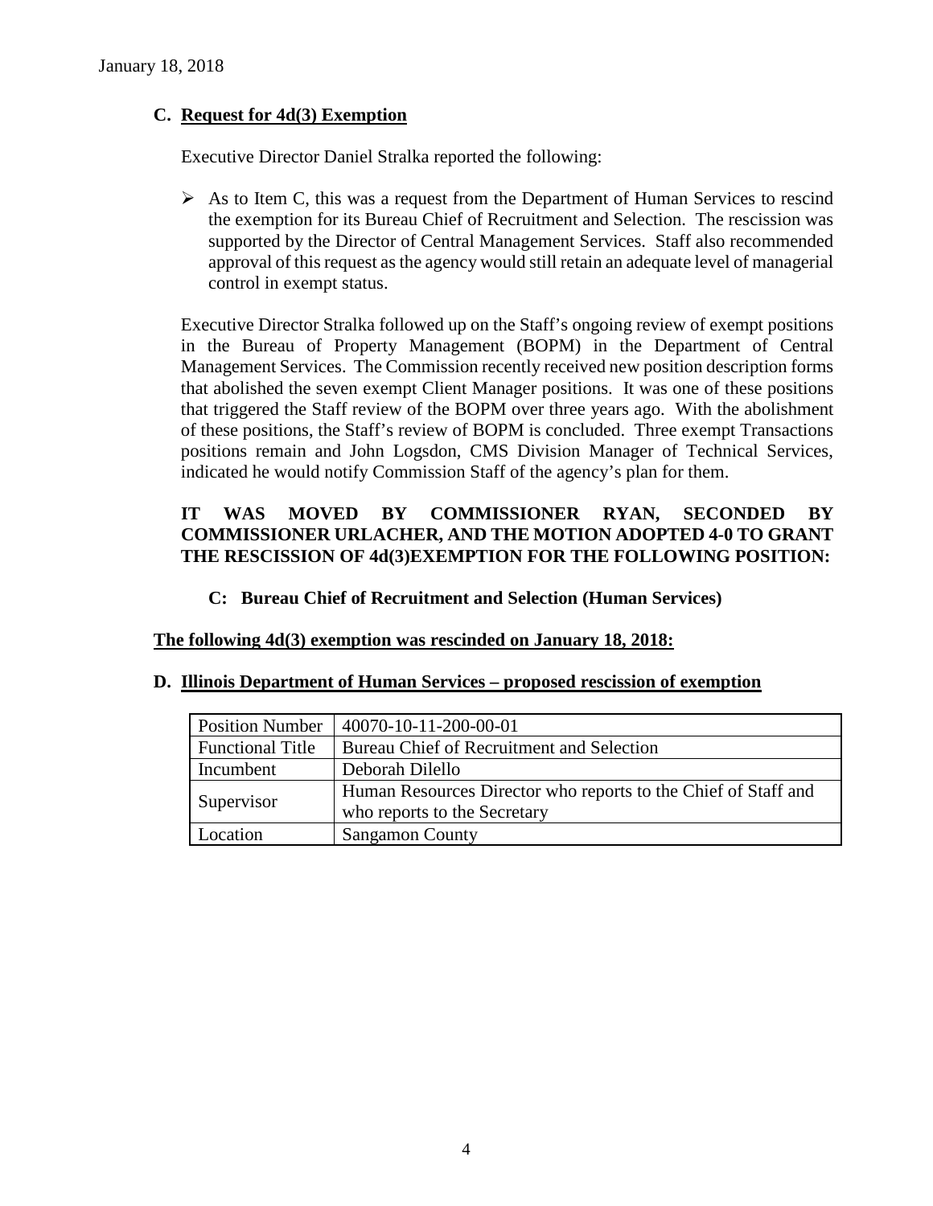January 18, 2018

## C. Request for 4d(3) Exemption

Executive Director Daniel Stralka reported the following:

- As to Item C, this was a request from the Department of Human Services to rescind the exemption for its Bureau Chief of Recruitment and Selection. The rescission was supported by the Director of Central Management Services. Staff also recommended approval of this request as the agency would still retain an adequate level of managerial control in exempt status.

Executive Director Stralka followed up on the Staff's ongoing review of exempt positions in the Bureau of Property Management (BOPM) in the Department of Central Management Services. The Commission recently received new position description forms that abolished the seven exempt Client Manager positions. It was one of these positions that triggered the Staff review of the BOPM over three years ago. With the abolishment of these positions, the Staff's review of BOPM is concluded. Three exempt Transactions positions remain and John Logsdon, CMS Division Manager of Technical Services, indicated he would notify Commission Staff of the agency's plan for them.

**IT WAS MOVED BY COMMISSIONER RYAN, SECONDED BY COMMISSIONER URLACHER, AND THE MOTION ADOPTED 4-0 TO GRANT THE RESCISSION OF 4d(3)EXEMPTION FOR THE FOLLOWING POSITION:**

**C: Bureau Chief of Recruitment and Selection (Human Services)**

**The following 4d(3) exemption was rescinded on January 18, 2018:**

## D. Illinois Department of Human Services – proposed rescission of exemption

| Position Number | 40070-10-11-200-00-01 |
|---|---|
| Functional Title | Bureau Chief of Recruitment and Selection |
| Incumbent | Deborah Dilello |
| Supervisor | Human Resources Director who reports to the Chief of Staff and who reports to the Secretary |
| Location | Sangamon County |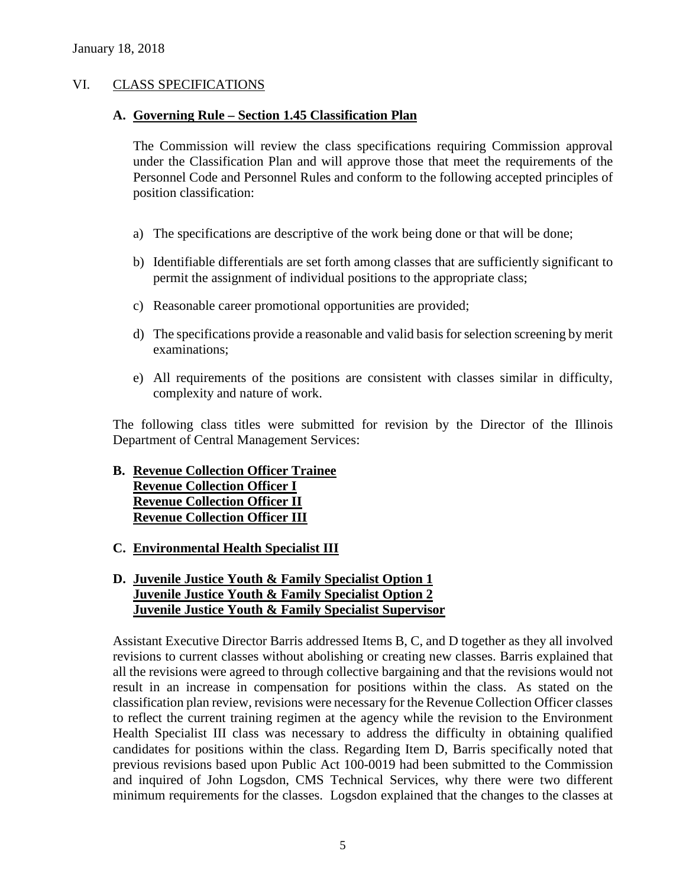January 18, 2018

## VI. CLASS SPECIFICATIONS

### A. Governing Rule – Section 1.45 Classification Plan

The Commission will review the class specifications requiring Commission approval under the Classification Plan and will approve those that meet the requirements of the Personnel Code and Personnel Rules and conform to the following accepted principles of position classification:

a) The specifications are descriptive of the work being done or that will be done;

b) Identifiable differentials are set forth among classes that are sufficiently significant to permit the assignment of individual positions to the appropriate class;

c) Reasonable career promotional opportunities are provided;

d) The specifications provide a reasonable and valid basis for selection screening by merit examinations;

e) All requirements of the positions are consistent with classes similar in difficulty, complexity and nature of work.

The following class titles were submitted for revision by the Director of the Illinois Department of Central Management Services:

### B. Revenue Collection Officer Trainee Revenue Collection Officer I Revenue Collection Officer II Revenue Collection Officer III

### C. Environmental Health Specialist III

### D. Juvenile Justice Youth & Family Specialist Option 1 Juvenile Justice Youth & Family Specialist Option 2 Juvenile Justice Youth & Family Specialist Supervisor

Assistant Executive Director Barris addressed Items B, C, and D together as they all involved revisions to current classes without abolishing or creating new classes. Barris explained that all the revisions were agreed to through collective bargaining and that the revisions would not result in an increase in compensation for positions within the class. As stated on the classification plan review, revisions were necessary for the Revenue Collection Officer classes to reflect the current training regimen at the agency while the revision to the Environment Health Specialist III class was necessary to address the difficulty in obtaining qualified candidates for positions within the class. Regarding Item D, Barris specifically noted that previous revisions based upon Public Act 100-0019 had been submitted to the Commission and inquired of John Logsdon, CMS Technical Services, why there were two different minimum requirements for the classes. Logsdon explained that the changes to the classes at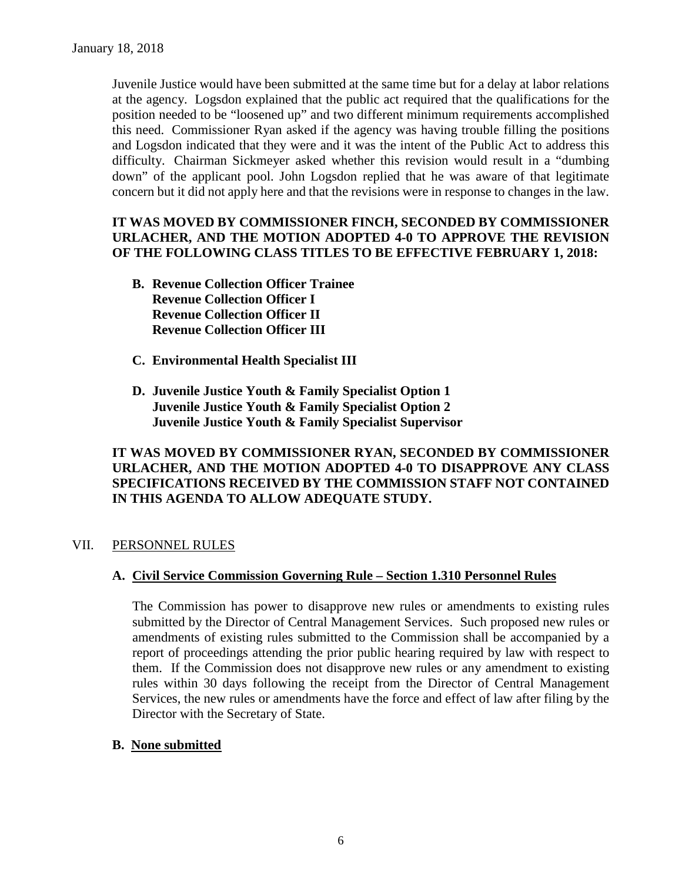Juvenile Justice would have been submitted at the same time but for a delay at labor relations at the agency. Logsdon explained that the public act required that the qualifications for the position needed to be "loosened up" and two different minimum requirements accomplished this need. Commissioner Ryan asked if the agency was having trouble filling the positions and Logsdon indicated that they were and it was the intent of the Public Act to address this difficulty. Chairman Sickmeyer asked whether this revision would result in a "dumbing down" of the applicant pool. John Logsdon replied that he was aware of that legitimate concern but it did not apply here and that the revisions were in response to changes in the law.

**IT WAS MOVED BY COMMISSIONER FINCH, SECONDED BY COMMISSIONER URLACHER, AND THE MOTION ADOPTED 4-0 TO APPROVE THE REVISION OF THE FOLLOWING CLASS TITLES TO BE EFFECTIVE FEBRUARY 1, 2018:**

**B. Revenue Collection Officer Trainee**
**Revenue Collection Officer I**
**Revenue Collection Officer II**
**Revenue Collection Officer III**

**C. Environmental Health Specialist III**

**D. Juvenile Justice Youth & Family Specialist Option 1**
**Juvenile Justice Youth & Family Specialist Option 2**
**Juvenile Justice Youth & Family Specialist Supervisor**

**IT WAS MOVED BY COMMISSIONER RYAN, SECONDED BY COMMISSIONER URLACHER, AND THE MOTION ADOPTED 4-0 TO DISAPPROVE ANY CLASS SPECIFICATIONS RECEIVED BY THE COMMISSION STAFF NOT CONTAINED IN THIS AGENDA TO ALLOW ADEQUATE STUDY.**

## VII. PERSONNEL RULES

### A. Civil Service Commission Governing Rule – Section 1.310 Personnel Rules

The Commission has power to disapprove new rules or amendments to existing rules submitted by the Director of Central Management Services. Such proposed new rules or amendments of existing rules submitted to the Commission shall be accompanied by a report of proceedings attending the prior public hearing required by law with respect to them. If the Commission does not disapprove new rules or any amendment to existing rules within 30 days following the receipt from the Director of Central Management Services, the new rules or amendments have the force and effect of law after filing by the Director with the Secretary of State.

### B. None submitted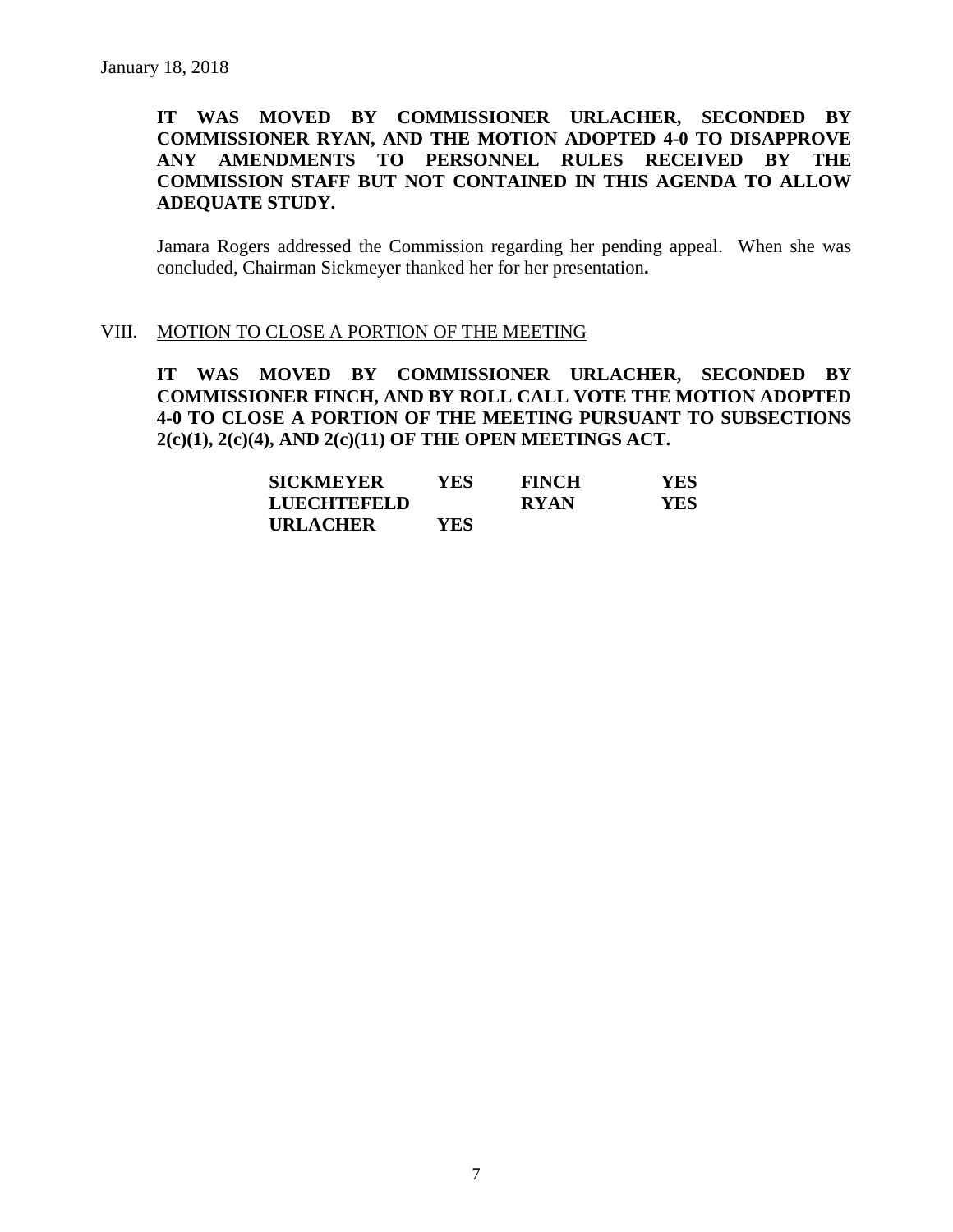January 18, 2018

**IT WAS MOVED BY COMMISSIONER URLACHER, SECONDED BY COMMISSIONER RYAN, AND THE MOTION ADOPTED 4-0 TO DISAPPROVE ANY AMENDMENTS TO PERSONNEL RULES RECEIVED BY THE COMMISSION STAFF BUT NOT CONTAINED IN THIS AGENDA TO ALLOW ADEQUATE STUDY.**

Jamara Rogers addressed the Commission regarding her pending appeal. When she was concluded, Chairman Sickmeyer thanked her for her presentation**.**

## VIII. MOTION TO CLOSE A PORTION OF THE MEETING

**IT WAS MOVED BY COMMISSIONER URLACHER, SECONDED BY COMMISSIONER FINCH, AND BY ROLL CALL VOTE THE MOTION ADOPTED 4-0 TO CLOSE A PORTION OF THE MEETING PURSUANT TO SUBSECTIONS 2(c)(1), 2(c)(4), AND 2(c)(11) OF THE OPEN MEETINGS ACT.**

| | | | |
|---|---|---|---|
| **SICKMEYER** | **YES** | **FINCH** | **YES** |
| **LUECHTEFELD** | | **RYAN** | **YES** |
| **URLACHER** | **YES** | | |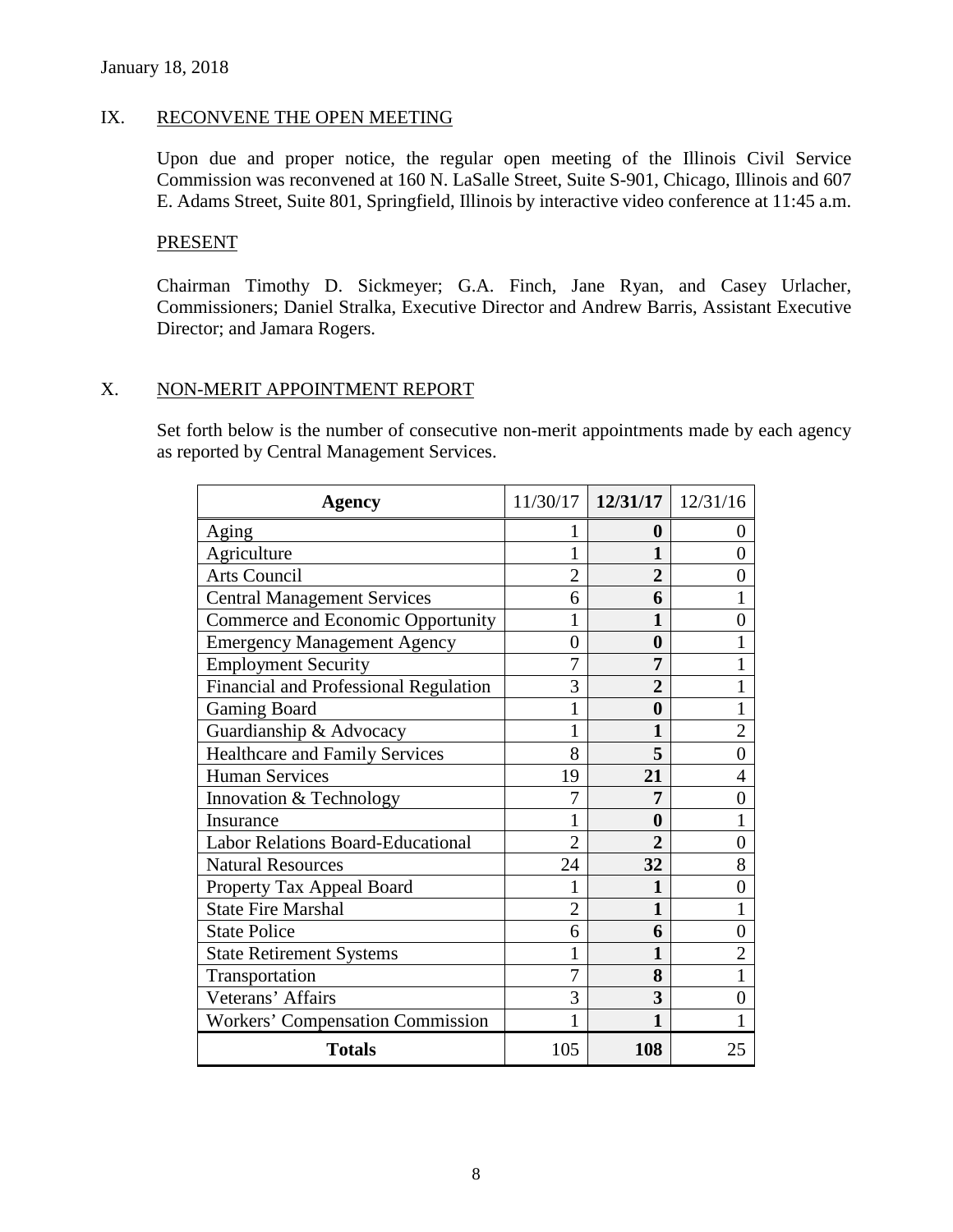January 18, 2018

## IX. RECONVENE THE OPEN MEETING

Upon due and proper notice, the regular open meeting of the Illinois Civil Service Commission was reconvened at 160 N. LaSalle Street, Suite S-901, Chicago, Illinois and 607 E. Adams Street, Suite 801, Springfield, Illinois by interactive video conference at 11:45 a.m.

### PRESENT

Chairman Timothy D. Sickmeyer; G.A. Finch, Jane Ryan, and Casey Urlacher, Commissioners; Daniel Stralka, Executive Director and Andrew Barris, Assistant Executive Director; and Jamara Rogers.

## X. NON-MERIT APPOINTMENT REPORT

Set forth below is the number of consecutive non-merit appointments made by each agency as reported by Central Management Services.

| Agency | 11/30/17 | **12/31/17** | 12/31/16 |
|---|---|---|---|
| Aging | 1 | **0** | 0 |
| Agriculture | 1 | **1** | 0 |
| Arts Council | 2 | **2** | 0 |
| Central Management Services | 6 | **6** | 1 |
| Commerce and Economic Opportunity | 1 | **1** | 0 |
| Emergency Management Agency | 0 | **0** | 1 |
| Employment Security | 7 | **7** | 1 |
| Financial and Professional Regulation | 3 | **2** | 1 |
| Gaming Board | 1 | **0** | 1 |
| Guardianship & Advocacy | 1 | **1** | 2 |
| Healthcare and Family Services | 8 | **5** | 0 |
| Human Services | 19 | **21** | 4 |
| Innovation & Technology | 7 | **7** | 0 |
| Insurance | 1 | **0** | 1 |
| Labor Relations Board-Educational | 2 | **2** | 0 |
| Natural Resources | 24 | **32** | 8 |
| Property Tax Appeal Board | 1 | **1** | 0 |
| State Fire Marshal | 2 | **1** | 1 |
| State Police | 6 | **6** | 0 |
| State Retirement Systems | 1 | **1** | 2 |
| Transportation | 7 | **8** | 1 |
| Veterans' Affairs | 3 | **3** | 0 |
| Workers' Compensation Commission | 1 | **1** | 1 |
| **Totals** | 105 | **108** | 25 |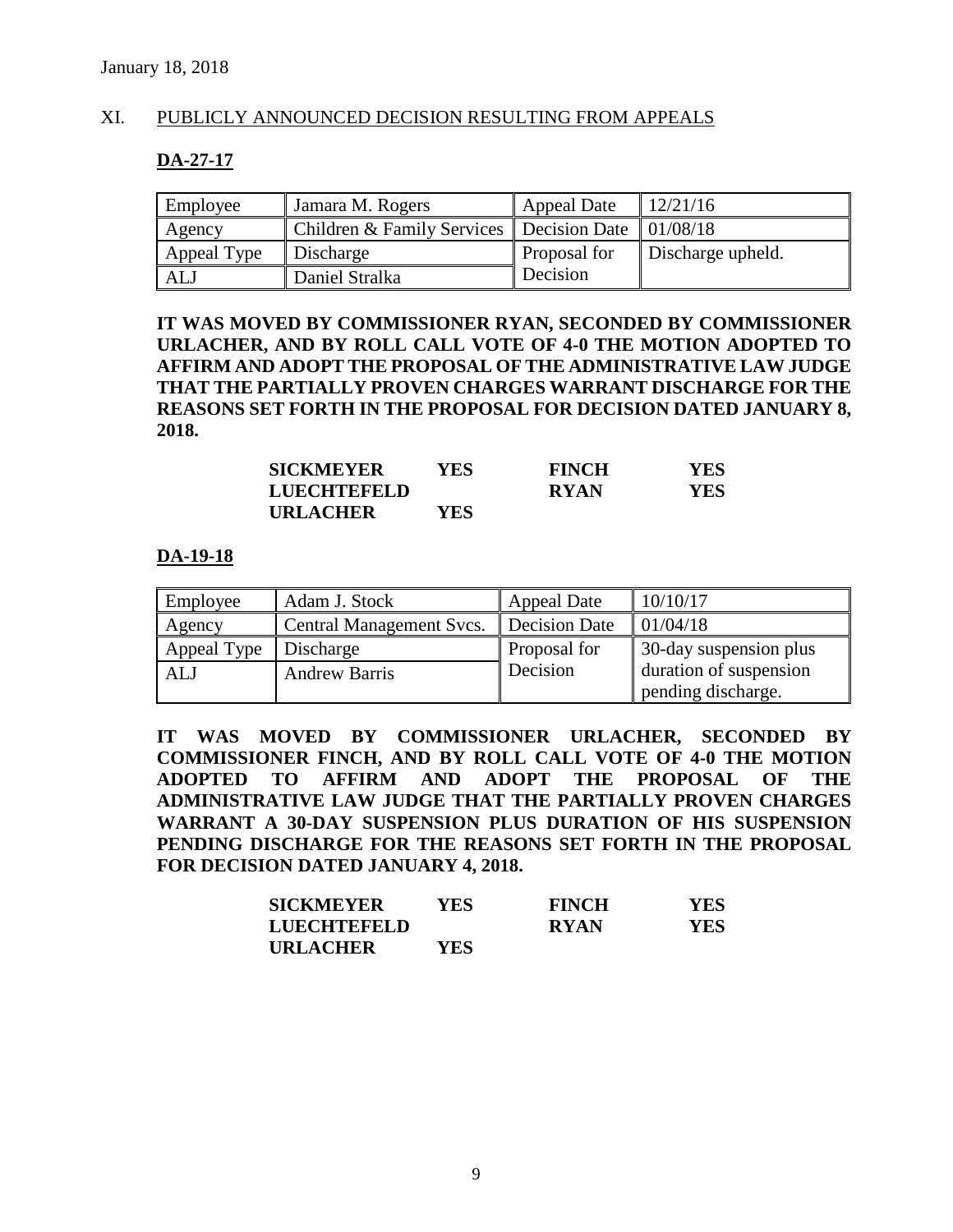January 18, 2018

## XI. PUBLICLY ANNOUNCED DECISION RESULTING FROM APPEALS

### DA-27-17

| Employee | Jamara M. Rogers | Appeal Date | 12/21/16 |
|---|---|---|---|
| Agency | Children & Family Services | Decision Date | 01/08/18 |
| Appeal Type | Discharge | Proposal for Decision | Discharge upheld. |
| ALJ | Daniel Stralka | | |

**IT WAS MOVED BY COMMISSIONER RYAN, SECONDED BY COMMISSIONER URLACHER, AND BY ROLL CALL VOTE OF 4-0 THE MOTION ADOPTED TO AFFIRM AND ADOPT THE PROPOSAL OF THE ADMINISTRATIVE LAW JUDGE THAT THE PARTIALLY PROVEN CHARGES WARRANT DISCHARGE FOR THE REASONS SET FORTH IN THE PROPOSAL FOR DECISION DATED JANUARY 8, 2018.**

| | | | |
|---|---|---|---|
| **SICKMEYER** | **YES** | **FINCH** | **YES** |
| **LUECHTEFELD** | | **RYAN** | **YES** |
| **URLACHER** | **YES** | | |

### DA-19-18

| Employee | Adam J. Stock | Appeal Date | 10/10/17 |
|---|---|---|---|
| Agency | Central Management Svcs. | Decision Date | 01/04/18 |
| Appeal Type | Discharge | Proposal for Decision | 30-day suspension plus duration of suspension pending discharge. |
| ALJ | Andrew Barris | | |

**IT WAS MOVED BY COMMISSIONER URLACHER, SECONDED BY COMMISSIONER FINCH, AND BY ROLL CALL VOTE OF 4-0 THE MOTION ADOPTED TO AFFIRM AND ADOPT THE PROPOSAL OF THE ADMINISTRATIVE LAW JUDGE THAT THE PARTIALLY PROVEN CHARGES WARRANT A 30-DAY SUSPENSION PLUS DURATION OF HIS SUSPENSION PENDING DISCHARGE FOR THE REASONS SET FORTH IN THE PROPOSAL FOR DECISION DATED JANUARY 4, 2018.**

| | | | |
|---|---|---|---|
| **SICKMEYER** | **YES** | **FINCH** | **YES** |
| **LUECHTEFELD** | | **RYAN** | **YES** |
| **URLACHER** | **YES** | | |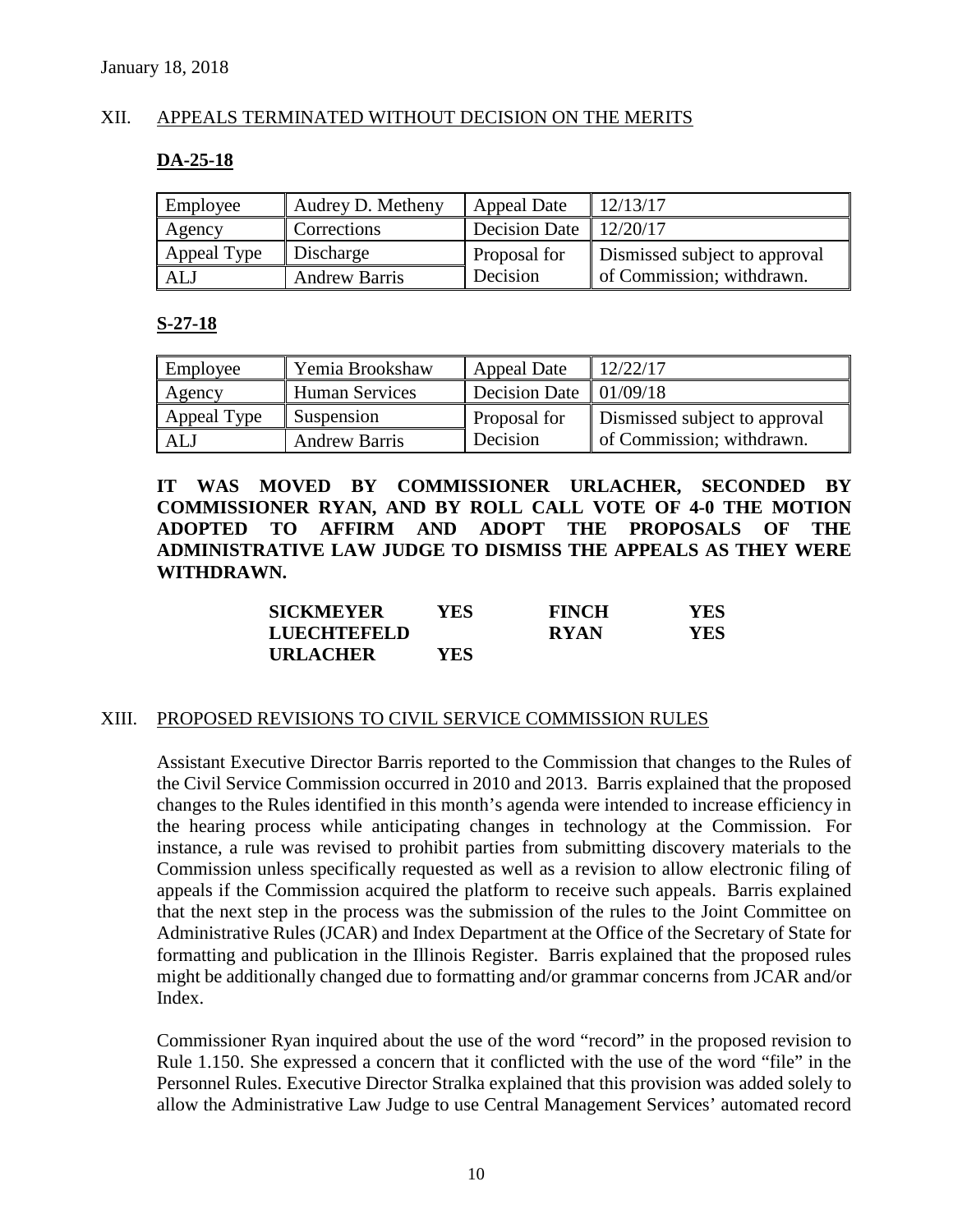January 18, 2018

## XII. APPEALS TERMINATED WITHOUT DECISION ON THE MERITS

### DA-25-18

| Employee | Audrey D. Metheny | Appeal Date | 12/13/17 |
|---|---|---|---|
| Agency | Corrections | Decision Date | 12/20/17 |
| Appeal Type | Discharge | Proposal for Decision | Dismissed subject to approval of Commission; withdrawn. |
| ALJ | Andrew Barris | | |

### S-27-18

| Employee | Yemia Brookshaw | Appeal Date | 12/22/17 |
|---|---|---|---|
| Agency | Human Services | Decision Date | 01/09/18 |
| Appeal Type | Suspension | Proposal for Decision | Dismissed subject to approval of Commission; withdrawn. |
| ALJ | Andrew Barris | | |

**IT WAS MOVED BY COMMISSIONER URLACHER, SECONDED BY COMMISSIONER RYAN, AND BY ROLL CALL VOTE OF 4-0 THE MOTION ADOPTED TO AFFIRM AND ADOPT THE PROPOSALS OF THE ADMINISTRATIVE LAW JUDGE TO DISMISS THE APPEALS AS THEY WERE WITHDRAWN.**

| | | | |
|---|---|---|---|
| **SICKMEYER** | **YES** | **FINCH** | **YES** |
| **LUECHTEFELD** | | **RYAN** | **YES** |
| **URLACHER** | **YES** | | |

## XIII. PROPOSED REVISIONS TO CIVIL SERVICE COMMISSION RULES

Assistant Executive Director Barris reported to the Commission that changes to the Rules of the Civil Service Commission occurred in 2010 and 2013. Barris explained that the proposed changes to the Rules identified in this month's agenda were intended to increase efficiency in the hearing process while anticipating changes in technology at the Commission. For instance, a rule was revised to prohibit parties from submitting discovery materials to the Commission unless specifically requested as well as a revision to allow electronic filing of appeals if the Commission acquired the platform to receive such appeals. Barris explained that the next step in the process was the submission of the rules to the Joint Committee on Administrative Rules (JCAR) and Index Department at the Office of the Secretary of State for formatting and publication in the Illinois Register. Barris explained that the proposed rules might be additionally changed due to formatting and/or grammar concerns from JCAR and/or Index.

Commissioner Ryan inquired about the use of the word "record" in the proposed revision to Rule 1.150. She expressed a concern that it conflicted with the use of the word "file" in the Personnel Rules. Executive Director Stralka explained that this provision was added solely to allow the Administrative Law Judge to use Central Management Services' automated record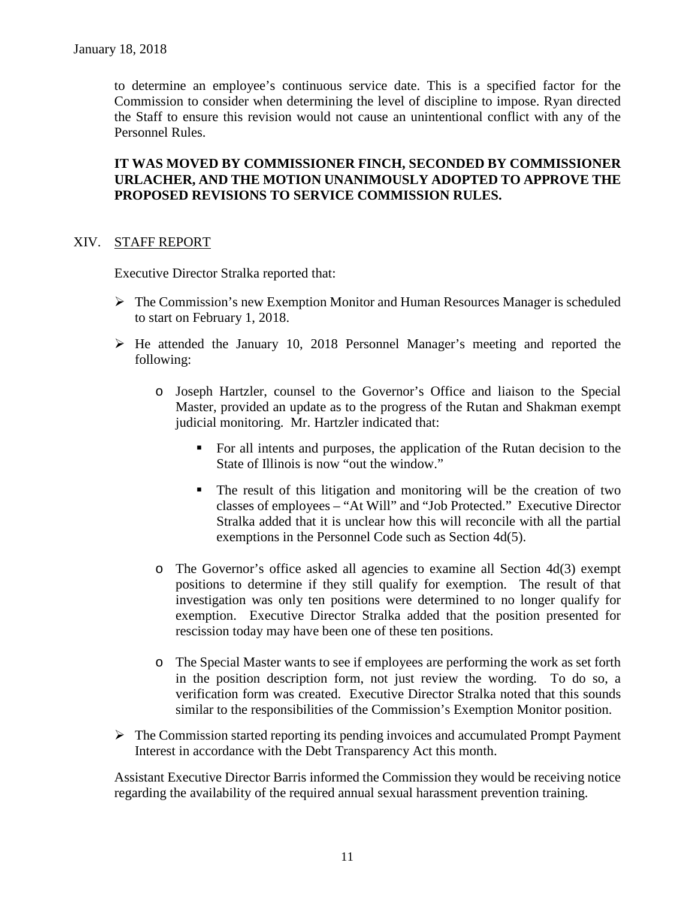to determine an employee's continuous service date. This is a specified factor for the Commission to consider when determining the level of discipline to impose. Ryan directed the Staff to ensure this revision would not cause an unintentional conflict with any of the Personnel Rules.

**IT WAS MOVED BY COMMISSIONER FINCH, SECONDED BY COMMISSIONER URLACHER, AND THE MOTION UNANIMOUSLY ADOPTED TO APPROVE THE PROPOSED REVISIONS TO SERVICE COMMISSION RULES.**

## XIV. STAFF REPORT

Executive Director Stralka reported that:

- The Commission's new Exemption Monitor and Human Resources Manager is scheduled to start on February 1, 2018.
- He attended the January 10, 2018 Personnel Manager's meeting and reported the following:
  - Joseph Hartzler, counsel to the Governor's Office and liaison to the Special Master, provided an update as to the progress of the Rutan and Shakman exempt judicial monitoring. Mr. Hartzler indicated that:
    - For all intents and purposes, the application of the Rutan decision to the State of Illinois is now "out the window."
    - The result of this litigation and monitoring will be the creation of two classes of employees – "At Will" and "Job Protected." Executive Director Stralka added that it is unclear how this will reconcile with all the partial exemptions in the Personnel Code such as Section 4d(5).
  - The Governor's office asked all agencies to examine all Section 4d(3) exempt positions to determine if they still qualify for exemption. The result of that investigation was only ten positions were determined to no longer qualify for exemption. Executive Director Stralka added that the position presented for rescission today may have been one of these ten positions.
  - The Special Master wants to see if employees are performing the work as set forth in the position description form, not just review the wording. To do so, a verification form was created. Executive Director Stralka noted that this sounds similar to the responsibilities of the Commission's Exemption Monitor position.
- The Commission started reporting its pending invoices and accumulated Prompt Payment Interest in accordance with the Debt Transparency Act this month.

Assistant Executive Director Barris informed the Commission they would be receiving notice regarding the availability of the required annual sexual harassment prevention training.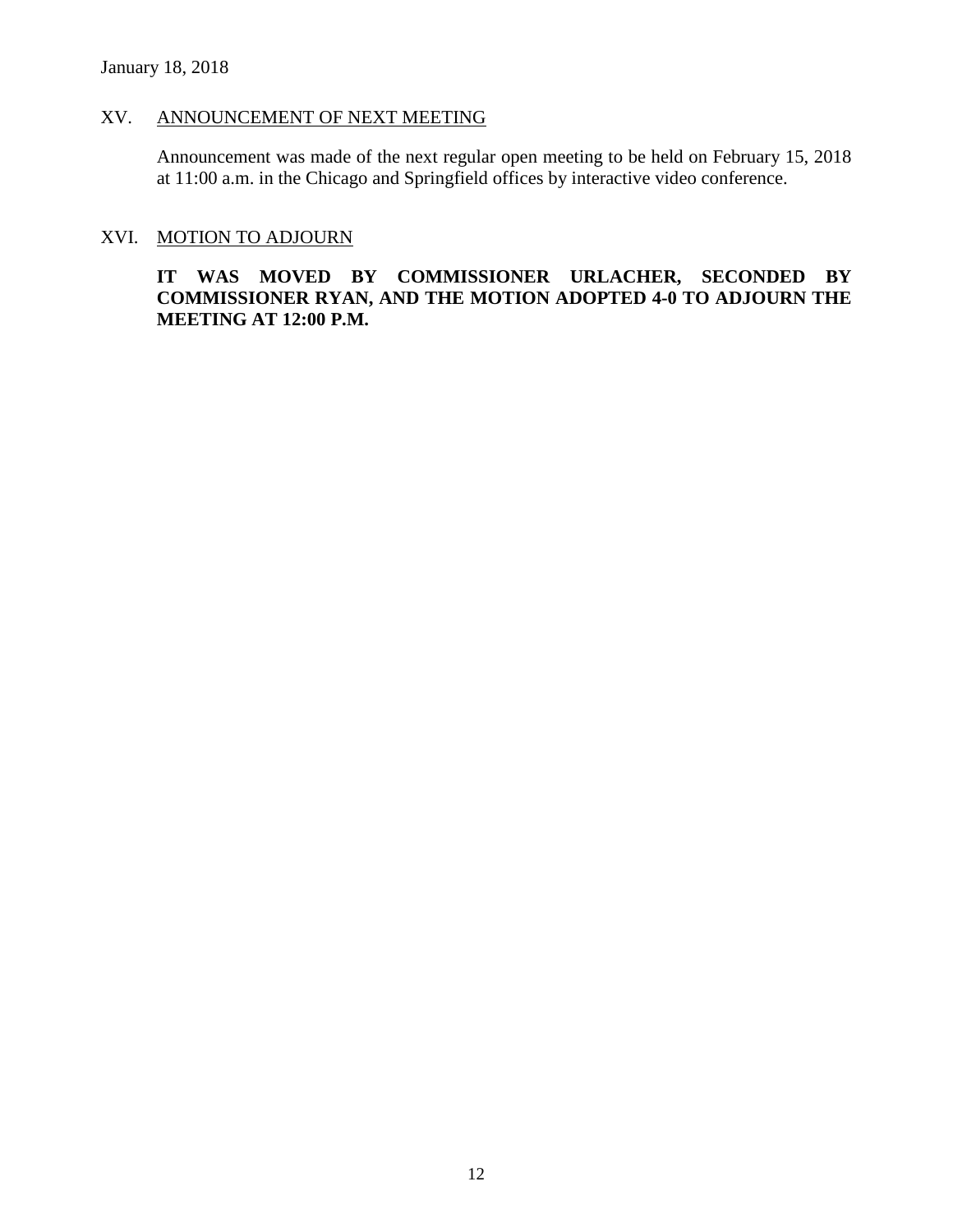## XV. ANNOUNCEMENT OF NEXT MEETING

Announcement was made of the next regular open meeting to be held on February 15, 2018 at 11:00 a.m. in the Chicago and Springfield offices by interactive video conference.

## XVI. MOTION TO ADJOURN

**IT WAS MOVED BY COMMISSIONER URLACHER, SECONDED BY COMMISSIONER RYAN, AND THE MOTION ADOPTED 4-0 TO ADJOURN THE MEETING AT 12:00 P.M.**